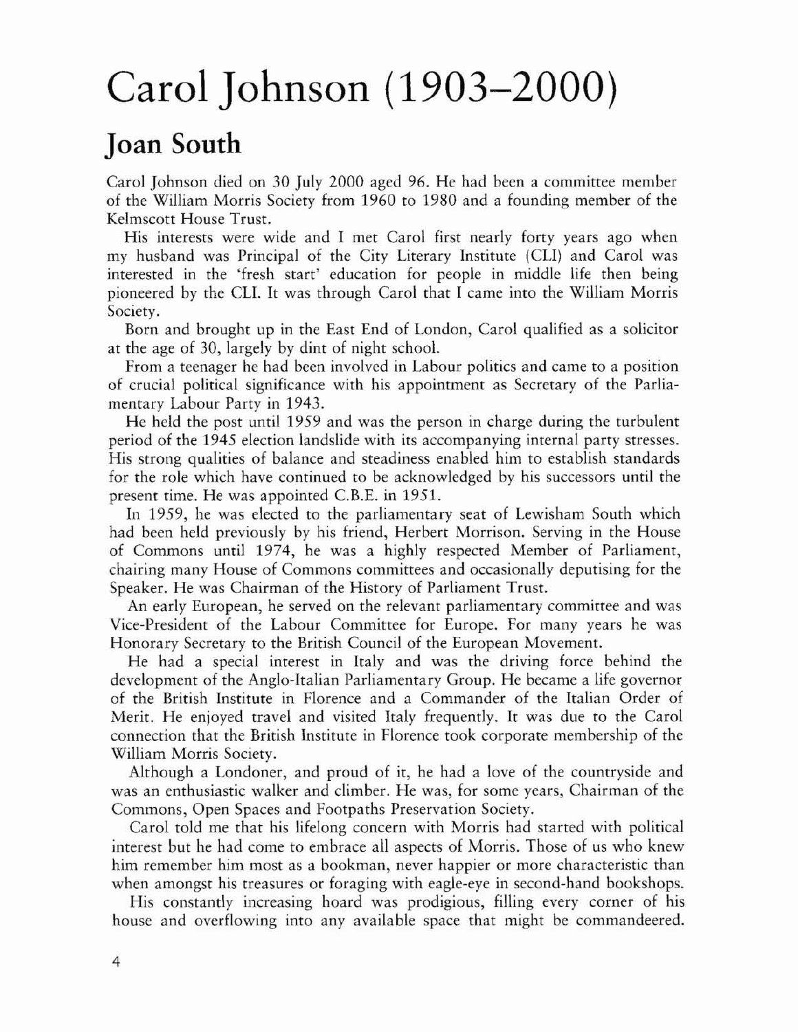# Carol Johnson (1903–2000)

## Joan South

Carol Johnson died on 30 July 2000 aged 96. He had been a committee member of the William Morris Society from 1960 to 1980 and a founding member of the Kelmscott House Trust.

His interests were wide and I met Carol first nearly forty years ago when my husband was Principal of the City Literary Institute (CLI) and Carol was interested in the 'fresh start' education for people in middle life then being pioneered by the CLI. It was through Carol that I came into the William Morris Society.

Born and brought up in the East End of London, Carol qualified as a solicitor at the age of 30, largely by dint of night school.

From a teenager he had been involved in Labour politics and came to a position of crucial political significance with his appointment as Secretary of the Parliamentary Labour Party in 1943.

He held the post until 1959 and was the person in charge during the turbulent period of the 1945 election landslide with its accompanying internal party stresses. His strong qualities of balance and steadiness enabled him to establish standards for the role which have continued to be acknowledged by his successors until the present time. He was appointed C.B.E. in 1951.

In 1959, he was elected to the parliamentary seat of Lewisham South which had been held previously by his friend, Herbert Morrison. Serving in the House of Commons until 1974, he was a highly respected Member of Parliament, chairing many House of Commons committees and occasionally deputising for the Speaker. He was Chairman of the History of Parliament Trust.

An early European, he served on the relevant parliamentary committee and was Vice-President of the Labour Committee for Europe. For many years he was Honorary Secretary to the British Council of the European Movement.

He had a special interest in Italy and was the driving force behind the development of the Anglo-Italian Parliamentary Group. He became a life governor of the British Institute in Florence and a Commander of the Italian Order of Merit. He enjoyed travel and visited Italy frequently. It was due to the Carol connection that the British Institute in Florence took corporate membership of the William Morris Society.

Although a Londoner, and proud of it, he had a love of the countryside and was an enthusiastic walker and climber. He was, for some years, Chairman of the Commons, Open Spaces and Footpaths Preservation Society.

Carol told me that his lifelong concern with Morris had started with political interest but he had come to embrace all aspects of Morris. Those of us who knew him remember him most as a bookman, never happier or more characteristic than when amongst his treasures or foraging with eagle-eye in second-hand bookshops.

His constantly increasing hoard was prodigious, filling every corner of his house and overflowing into any available space that might be commandeered.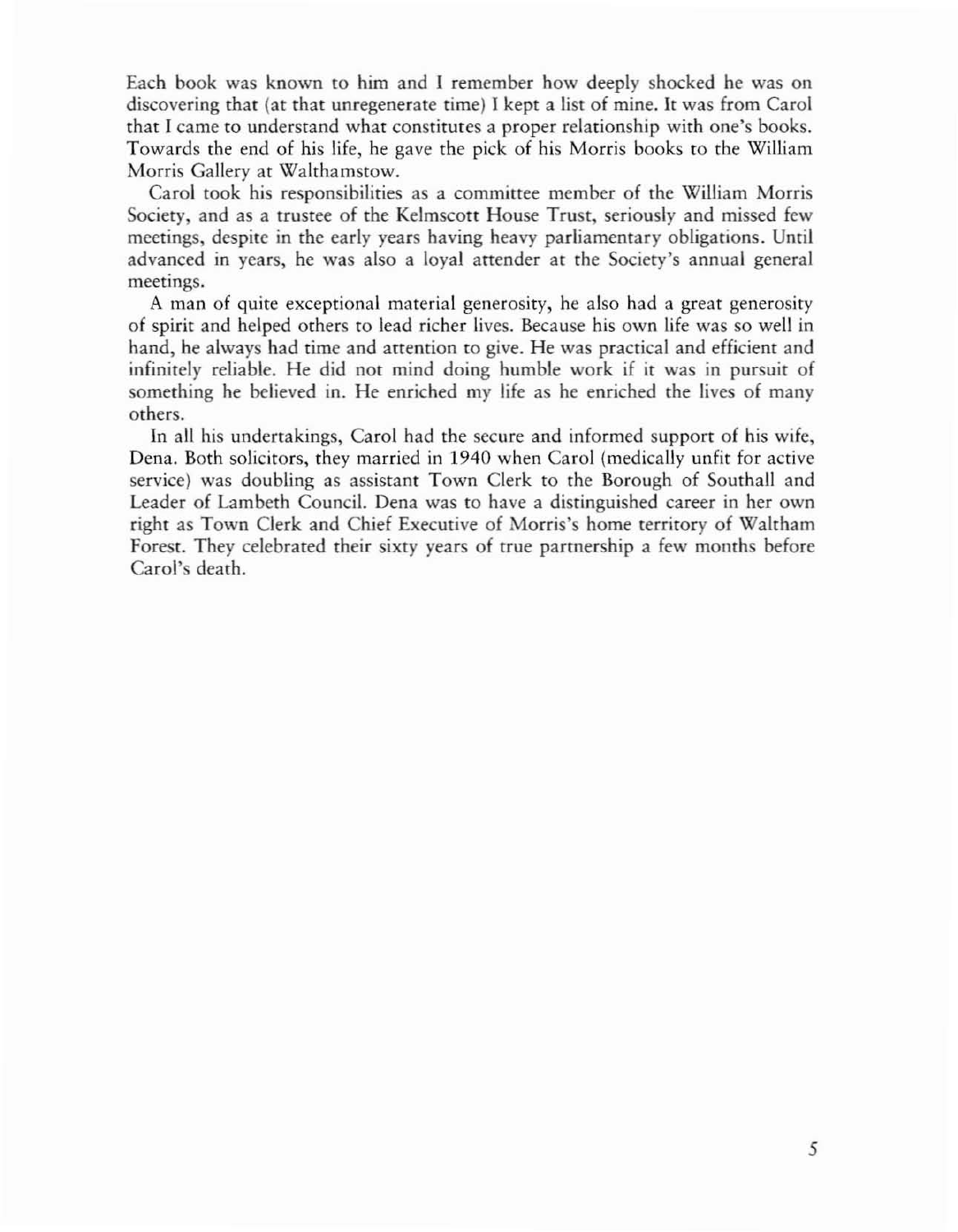Each book was known to him and I remember how deeply shocked he was on discovering that (at that unregenerate time) I kept a list of mine. It was from Carol that I came to understand what constitutes a proper relationship with one's books. Towards the end of his life, he gave the pick of his Morris books to the William Morris Gallery at Walthamstow.

Carol took his responsibilities as a committee member of the William Morris Society, and as a trustee of the Kelmscott House Trust, seriously and missed few meetings, despite in the early years having heavy parliamentary obligations. Until advanced in years, he was also a loyal attender at the Society's annual general meetings.

A man of quite exceptional material generosity, he also had a great generosity of spirit and helped others to lead richer lives. Because his own life was so well in hand, he always had time and attention to give. He was practical and efficient and infinitely reliable. He did not mind doing humble work if it was in pursuit of something he believed in. He enriched my life as he enriched the lives of many others.

In all his undertakings, Carol had the secure and informed support of his wife, Dena. Both solicitors, they married in 1940 when Carol (medically unfit for active service) was doubling as assistant Town Clerk to the Borough of Southall and Leader of Lambeth Council. Dena was to have a distinguished career in her own right as Town Clerk and Chief Executive of Morris's home territory of Waltham Forest. They celebrated their sixty years of true partnership a few months before Carol's death.